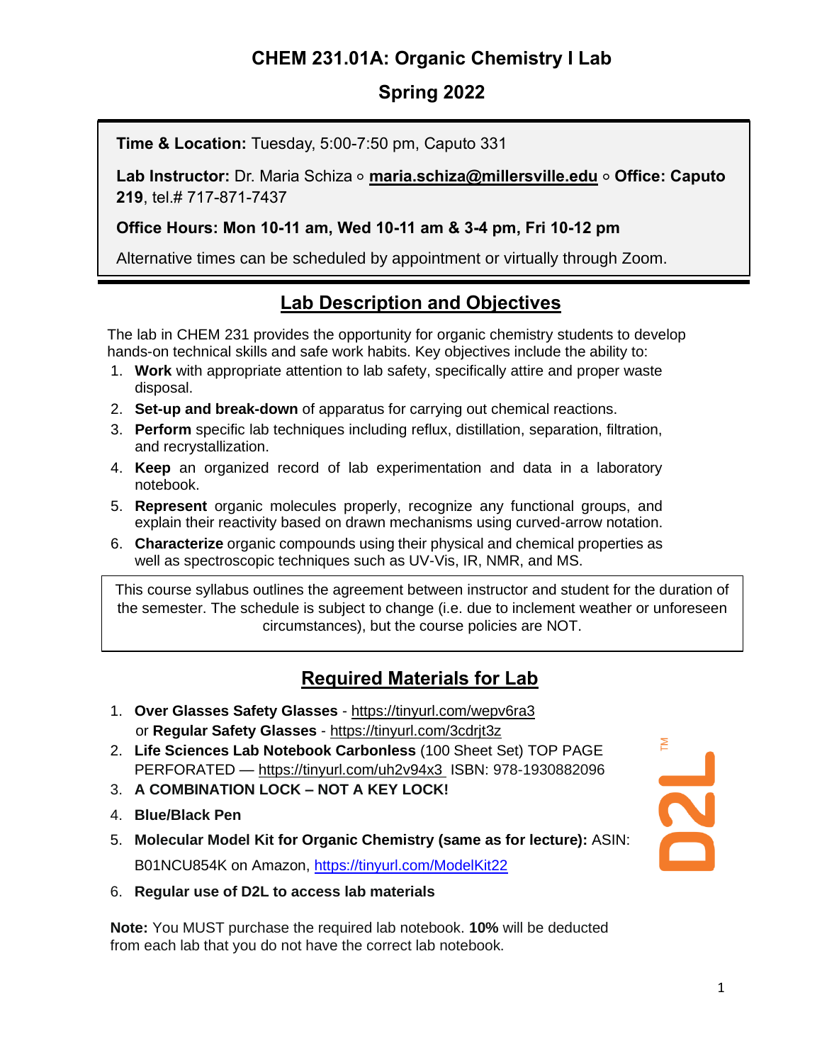# CHEM 231.01A: Organic Chemistry I Lab

## Spring 2022

**Time & Location:** Tuesday, 5:00-7:50 pm, Caputo 331

**Lab Instructor:** Dr. Maria Schiza ∘ **maria.schiza@millersville.edu** ∘ **Office: Caputo 219**, tel.# 717-871-7437

**Office Hours: Mon 10-11 am, Wed 10-11 am & 3-4 pm, Fri 10-12 pm**

Alternative times can be scheduled by appointment or virtually through Zoom.

## Lab Description and Objectives

The lab in CHEM 231 provides the opportunity for organic chemistry students to develop hands-on technical skills and safe work habits. Key objectives include the ability to:

1. **Work** with appropriate attention to lab safety, specifically attire and proper waste disposal.
2. **Set-up and break-down** of apparatus for carrying out chemical reactions.
3. **Perform** specific lab techniques including reflux, distillation, separation, filtration, and recrystallization.
4. **Keep** an organized record of lab experimentation and data in a laboratory notebook.
5. **Represent** organic molecules properly, recognize any functional groups, and explain their reactivity based on drawn mechanisms using curved-arrow notation.
6. **Characterize** organic compounds using their physical and chemical properties as well as spectroscopic techniques such as UV-Vis, IR, NMR, and MS.

This course syllabus outlines the agreement between instructor and student for the duration of the semester. The schedule is subject to change (i.e. due to inclement weather or unforeseen circumstances), but the course policies are NOT.

## Required Materials for Lab

1. **Over Glasses Safety Glasses** - https://tinyurl.com/wepv6ra3
   or **Regular Safety Glasses** - https://tinyurl.com/3cdrjt3z
2. **Life Sciences Lab Notebook Carbonless** (100 Sheet Set) TOP PAGE PERFORATED — https://tinyurl.com/uh2v94x3 ISBN: 978-1930882096
3. **A COMBINATION LOCK – NOT A KEY LOCK!**
4. **Blue/Black Pen**
5. **Molecular Model Kit for Organic Chemistry (same as for lecture):** ASIN: B01NCU854K on Amazon, https://tinyurl.com/ModelKit22
6. **Regular use of D2L to access lab materials**

D2L™

**Note:** You MUST purchase the required lab notebook. **10%** will be deducted from each lab that you do not have the correct lab notebook.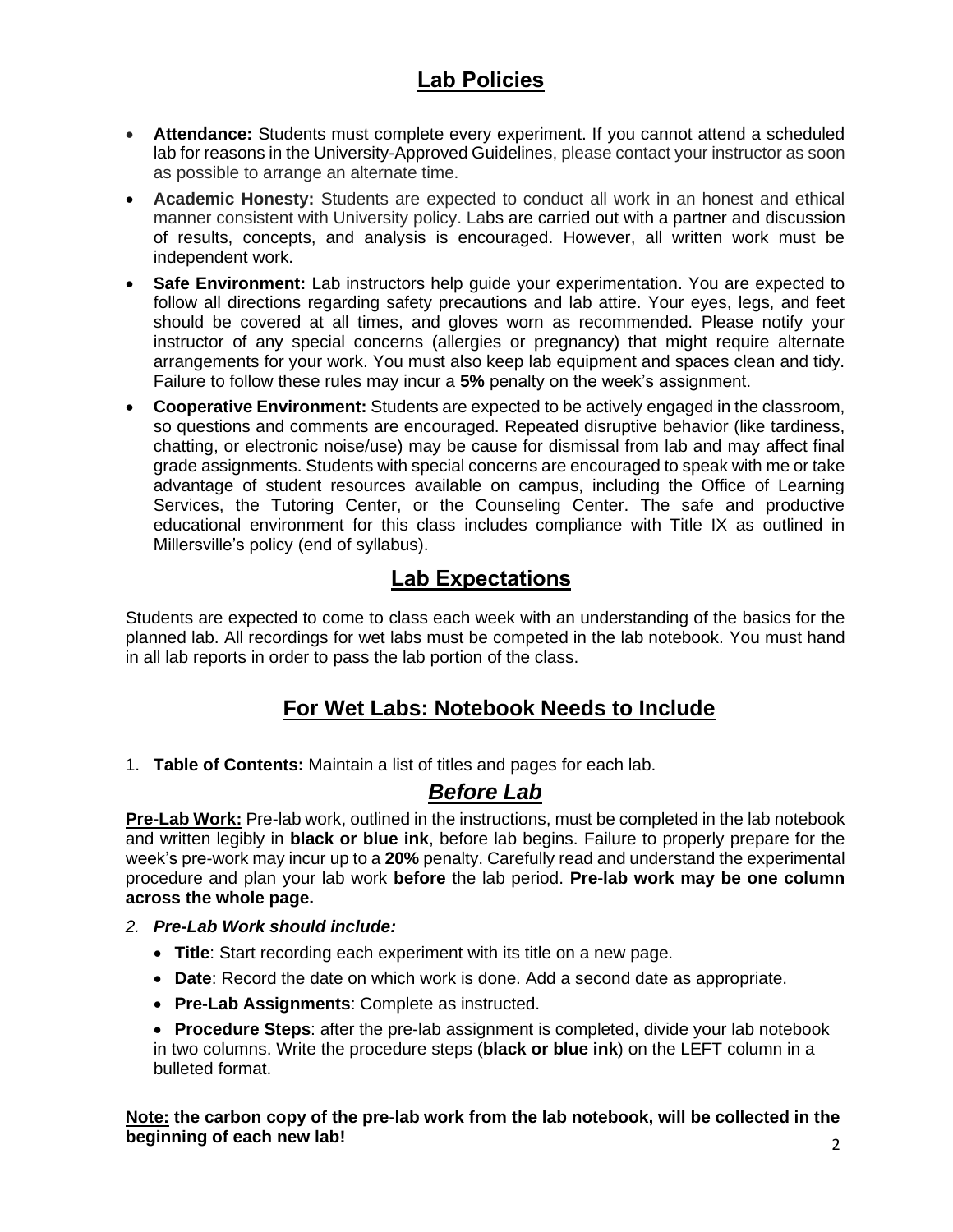## Lab Policies

- **Attendance:** Students must complete every experiment. If you cannot attend a scheduled lab for reasons in the University-Approved Guidelines, please contact your instructor as soon as possible to arrange an alternate time.
- **Academic Honesty:** Students are expected to conduct all work in an honest and ethical manner consistent with University policy. Labs are carried out with a partner and discussion of results, concepts, and analysis is encouraged. However, all written work must be independent work.
- **Safe Environment:** Lab instructors help guide your experimentation. You are expected to follow all directions regarding safety precautions and lab attire. Your eyes, legs, and feet should be covered at all times, and gloves worn as recommended. Please notify your instructor of any special concerns (allergies or pregnancy) that might require alternate arrangements for your work. You must also keep lab equipment and spaces clean and tidy. Failure to follow these rules may incur a **5%** penalty on the week's assignment.
- **Cooperative Environment:** Students are expected to be actively engaged in the classroom, so questions and comments are encouraged. Repeated disruptive behavior (like tardiness, chatting, or electronic noise/use) may be cause for dismissal from lab and may affect final grade assignments. Students with special concerns are encouraged to speak with me or take advantage of student resources available on campus, including the Office of Learning Services, the Tutoring Center, or the Counseling Center. The safe and productive educational environment for this class includes compliance with Title IX as outlined in Millersville's policy (end of syllabus).

## Lab Expectations

Students are expected to come to class each week with an understanding of the basics for the planned lab. All recordings for wet labs must be competed in the lab notebook. You must hand in all lab reports in order to pass the lab portion of the class.

## For Wet Labs: Notebook Needs to Include

1. **Table of Contents:** Maintain a list of titles and pages for each lab.

### *Before Lab*

**Pre-Lab Work:** Pre-lab work, outlined in the instructions, must be completed in the lab notebook and written legibly in **black or blue ink**, before lab begins. Failure to properly prepare for the week's pre-work may incur up to a **20%** penalty. Carefully read and understand the experimental procedure and plan your lab work **before** the lab period. **Pre-lab work may be one column across the whole page.**

2. ***Pre-Lab Work should include:***
   - **Title**: Start recording each experiment with its title on a new page.
   - **Date**: Record the date on which work is done. Add a second date as appropriate.
   - **Pre-Lab Assignments**: Complete as instructed.
   - **Procedure Steps**: after the pre-lab assignment is completed, divide your lab notebook in two columns. Write the procedure steps (**black or blue ink**) on the LEFT column in a bulleted format.

**Note: the carbon copy of the pre-lab work from the lab notebook, will be collected in the beginning of each new lab!**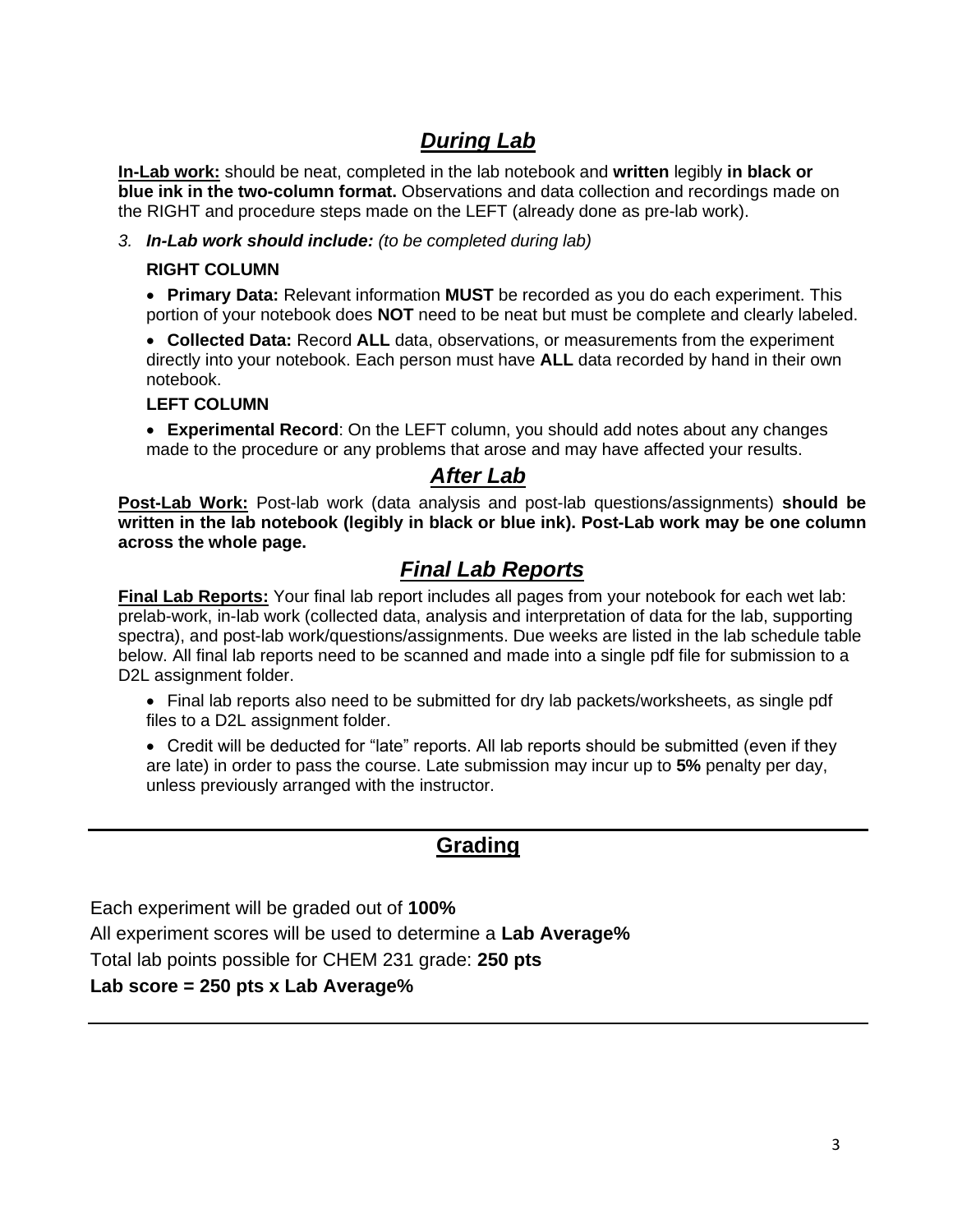## *During Lab*

**In-Lab work:** should be neat, completed in the lab notebook and **written** legibly **in black or blue ink in the two-column format.** Observations and data collection and recordings made on the RIGHT and procedure steps made on the LEFT (already done as pre-lab work).

3. ***In-Lab work should include:*** *(to be completed during lab)*

   **RIGHT COLUMN**

   - **Primary Data:** Relevant information **MUST** be recorded as you do each experiment. This portion of your notebook does **NOT** need to be neat but must be complete and clearly labeled.
   - **Collected Data:** Record **ALL** data, observations, or measurements from the experiment directly into your notebook. Each person must have **ALL** data recorded by hand in their own notebook.

   **LEFT COLUMN**

   - **Experimental Record**: On the LEFT column, you should add notes about any changes made to the procedure or any problems that arose and may have affected your results.

## *After Lab*

**Post-Lab Work:** Post-lab work (data analysis and post-lab questions/assignments) **should be written in the lab notebook (legibly in black or blue ink). Post-Lab work may be one column across the whole page.**

## *Final Lab Reports*

**Final Lab Reports:** Your final lab report includes all pages from your notebook for each wet lab: prelab-work, in-lab work (collected data, analysis and interpretation of data for the lab, supporting spectra), and post-lab work/questions/assignments. Due weeks are listed in the lab schedule table below. All final lab reports need to be scanned and made into a single pdf file for submission to a D2L assignment folder.

- Final lab reports also need to be submitted for dry lab packets/worksheets, as single pdf files to a D2L assignment folder.
- Credit will be deducted for "late" reports. All lab reports should be submitted (even if they are late) in order to pass the course. Late submission may incur up to **5%** penalty per day, unless previously arranged with the instructor.

---

## Grading

Each experiment will be graded out of **100%**

All experiment scores will be used to determine a **Lab Average%**

Total lab points possible for CHEM 231 grade: **250 pts**

**Lab score = 250 pts x Lab Average%**

---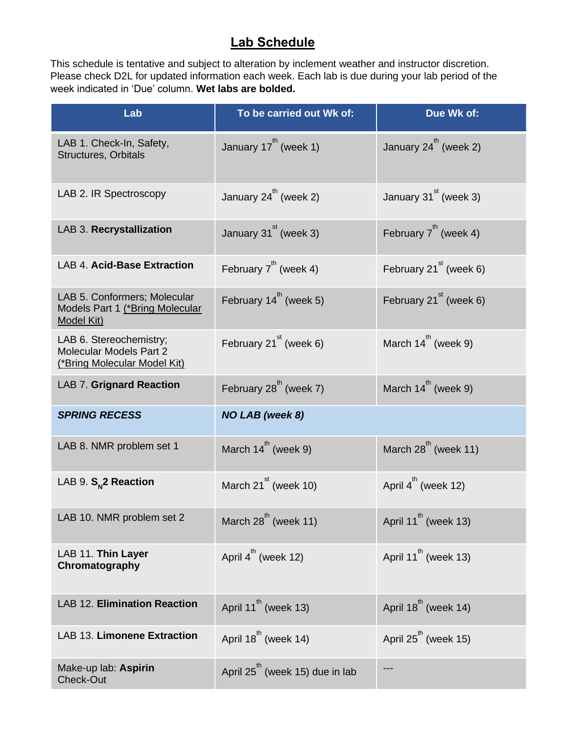# Lab Schedule

This schedule is tentative and subject to alteration by inclement weather and instructor discretion. Please check D2L for updated information each week. Each lab is due during your lab period of the week indicated in 'Due' column. **Wet labs are bolded.**

| Lab | To be carried out Wk of: | Due Wk of: |
|---|---|---|
| LAB 1. Check-In, Safety, Structures, Orbitals | January 17th (week 1) | January 24th (week 2) |
| LAB 2. IR Spectroscopy | January 24th (week 2) | January 31st (week 3) |
| LAB 3. **Recrystallization** | January 31st (week 3) | February 7th (week 4) |
| LAB 4. **Acid-Base Extraction** | February 7th (week 4) | February 21st (week 6) |
| LAB 5. Conformers; Molecular Models Part 1 (*Bring Molecular Model Kit) | February 14th (week 5) | February 21st (week 6) |
| LAB 6. Stereochemistry; Molecular Models Part 2 (*Bring Molecular Model Kit) | February 21st (week 6) | March 14th (week 9) |
| LAB 7. **Grignard Reaction** | February 28th (week 7) | March 14th (week 9) |
| ***SPRING RECESS*** | ***NO LAB (week 8)*** | |
| LAB 8. NMR problem set 1 | March 14th (week 9) | March 28th (week 11) |
| LAB 9. **$S_N2$ Reaction** | March 21st (week 10) | April 4th (week 12) |
| LAB 10. NMR problem set 2 | March 28th (week 11) | April 11th (week 13) |
| LAB 11. **Thin Layer Chromatography** | April 4th (week 12) | April 11th (week 13) |
| LAB 12. **Elimination Reaction** | April 11th (week 13) | April 18th (week 14) |
| LAB 13. **Limonene Extraction** | April 18th (week 14) | April 25th (week 15) |
| Make-up lab: **Aspirin** Check-Out | April 25th (week 15) due in lab | --- |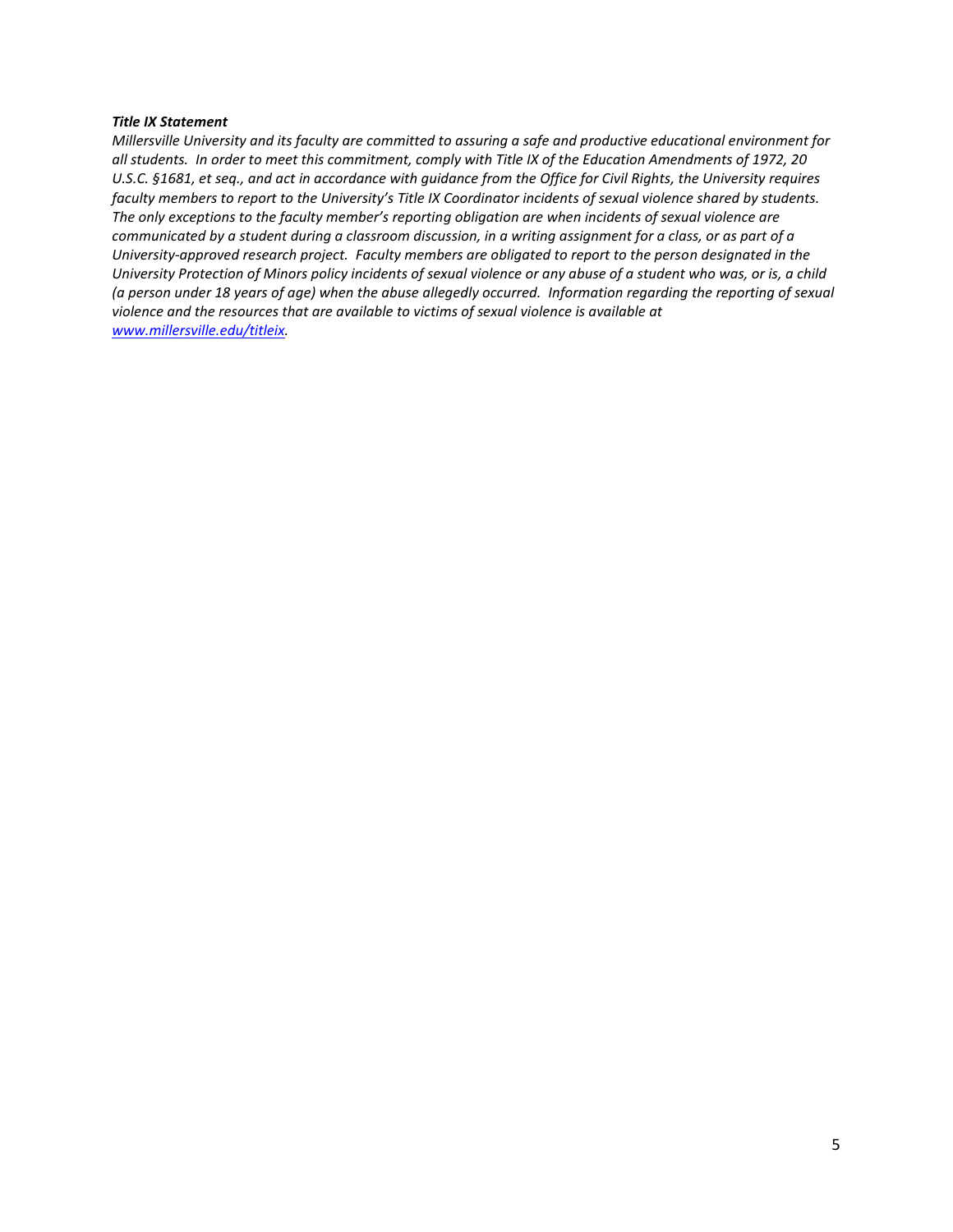***Title IX Statement***

*Millersville University and its faculty are committed to assuring a safe and productive educational environment for all students. In order to meet this commitment, comply with Title IX of the Education Amendments of 1972, 20 U.S.C. §1681, et seq., and act in accordance with guidance from the Office for Civil Rights, the University requires faculty members to report to the University's Title IX Coordinator incidents of sexual violence shared by students. The only exceptions to the faculty member's reporting obligation are when incidents of sexual violence are communicated by a student during a classroom discussion, in a writing assignment for a class, or as part of a University-approved research project. Faculty members are obligated to report to the person designated in the University Protection of Minors policy incidents of sexual violence or any abuse of a student who was, or is, a child (a person under 18 years of age) when the abuse allegedly occurred. Information regarding the reporting of sexual violence and the resources that are available to victims of sexual violence is available at [www.millersville.edu/titleix](http://www.millersville.edu/titleix).*